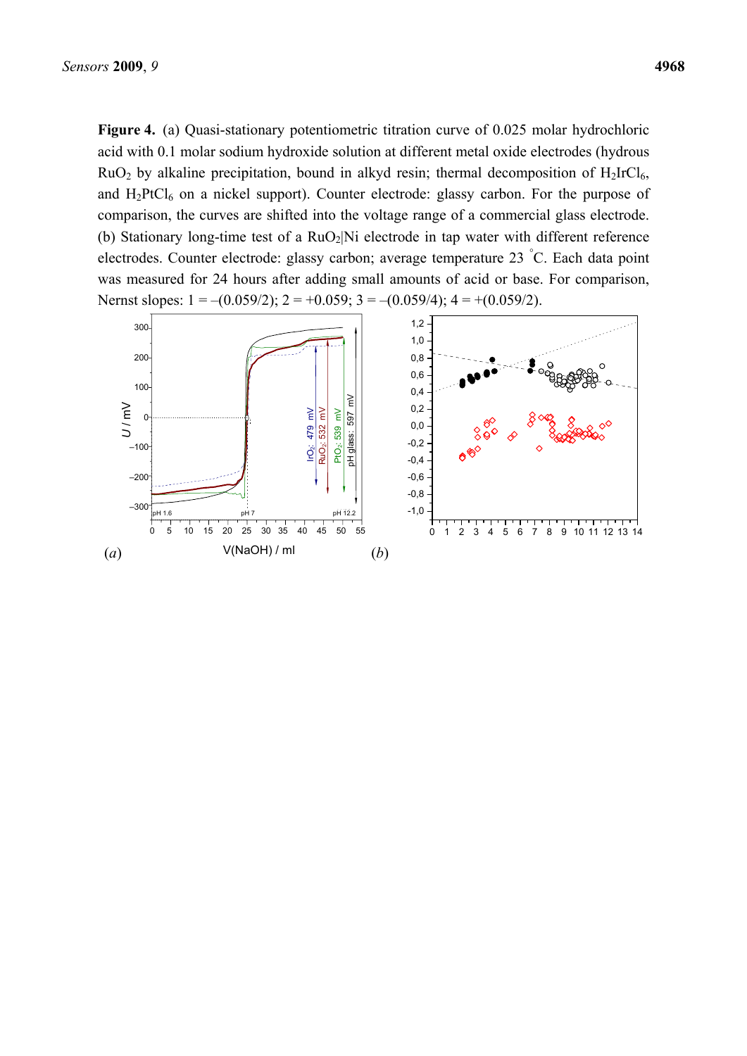**Figure 4.** (a) Quasi-stationary potentiometric titration curve of 0.025 molar hydrochloric acid with 0.1 molar sodium hydroxide solution at different metal oxide electrodes (hydrous $RuO_2$ by alkaline precipitation, bound in alkyd resin; thermal decomposition of $H_2IrCl_6$, and $H_2PtCl_6$ on a nickel support). Counter electrode: glassy carbon. For the purpose of comparison, the curves are shifted into the voltage range of a commercial glass electrode. (b) Stationary long-time test of a $RuO_2$|Ni electrode in tap water with different reference electrodes. Counter electrode: glassy carbon; average temperature 23 °C. Each data point was measured for 24 hours after adding small amounts of acid or base. For comparison, Nernst slopes: 1 = –(0.059/2); 2 = +0.059; 3 = –(0.059/4); 4 = +(0.059/2).

U / mV

300
200
100
0
–100
–200
–300

pH 1.6
pH 7
pH 12.2

$IrO_2$: 479 mV
$RuO_2$: 532 mV
$PtO_2$: 539 mV
pH glass: 597 mV

0 5 10 15 20 25 30 35 40 45 50 55

V(NaOH) / ml

(*a*)

1,2
1,0
0,8
0,6
0,4
0,2
0,0
-0,2
-0,4
-0,6
-0,8
-1,0

0 1 2 3 4 5 6 7 8 9 10 11 12 13 14

(*b*)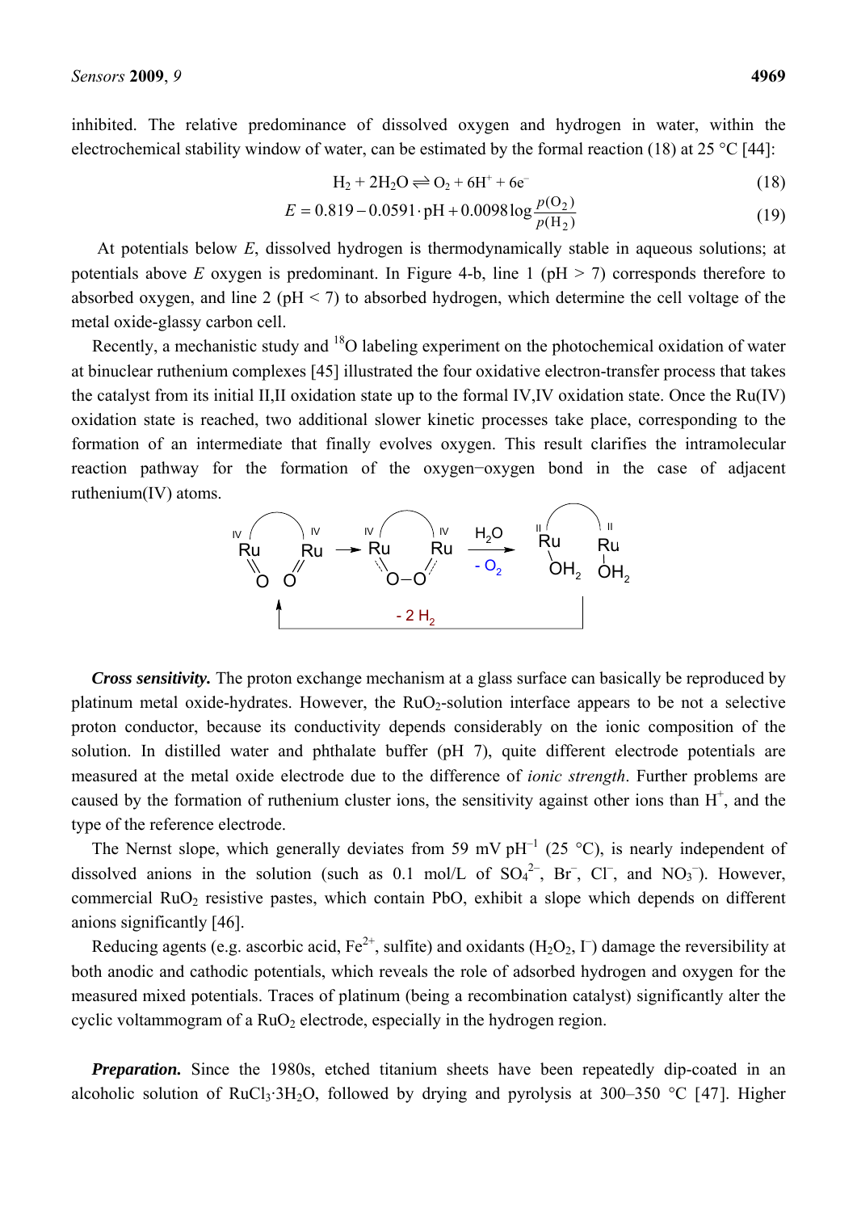inhibited. The relative predominance of dissolved oxygen and hydrogen in water, within the electrochemical stability window of water, can be estimated by the formal reaction (18) at 25 °C [44]:

$$H_2 + 2H_2O \rightleftharpoons O_2 + 6H^+ + 6e^- \tag{18}$$

$$E = 0.819 - 0.0591 \cdot \text{pH} + 0.0098 \log \frac{p(O_2)}{p(H_2)} \tag{19}$$

At potentials below $E$, dissolved hydrogen is thermodynamically stable in aqueous solutions; at potentials above $E$ oxygen is predominant. In Figure 4-b, line 1 (pH > 7) corresponds therefore to absorbed oxygen, and line 2 (pH < 7) to absorbed hydrogen, which determine the cell voltage of the metal oxide-glassy carbon cell.

Recently, a mechanistic study and $^{18}O$ labeling experiment on the photochemical oxidation of water at binuclear ruthenium complexes [45] illustrated the four oxidative electron-transfer process that takes the catalyst from its initial II,II oxidation state up to the formal IV,IV oxidation state. Once the Ru(IV) oxidation state is reached, two additional slower kinetic processes take place, corresponding to the formation of an intermediate that finally evolves oxygen. This result clarifies the intramolecular reaction pathway for the formation of the oxygen−oxygen bond in the case of adjacent ruthenium(IV) atoms.

**Cross sensitivity.** The proton exchange mechanism at a glass surface can basically be reproduced by platinum metal oxide-hydrates. However, the $RuO_2$-solution interface appears to be not a selective proton conductor, because its conductivity depends considerably on the ionic composition of the solution. In distilled water and phthalate buffer (pH 7), quite different electrode potentials are measured at the metal oxide electrode due to the difference of *ionic strength*. Further problems are caused by the formation of ruthenium cluster ions, the sensitivity against other ions than $H^+$, and the type of the reference electrode.

The Nernst slope, which generally deviates from 59 mV $\text{pH}^{-1}$ (25 °C), is nearly independent of dissolved anions in the solution (such as 0.1 mol/L of $SO_4^{2-}$, $Br^-$, $Cl^-$, and $NO_3^-$). However, commercial $RuO_2$ resistive pastes, which contain PbO, exhibit a slope which depends on different anions significantly [46].

Reducing agents (e.g. ascorbic acid, $Fe^{2+}$, sulfite) and oxidants ($H_2O_2$, $I^-$) damage the reversibility at both anodic and cathodic potentials, which reveals the role of adsorbed hydrogen and oxygen for the measured mixed potentials. Traces of platinum (being a recombination catalyst) significantly alter the cyclic voltammogram of a $RuO_2$ electrode, especially in the hydrogen region.

**Preparation.** Since the 1980s, etched titanium sheets have been repeatedly dip-coated in an alcoholic solution of $RuCl_3 \cdot 3H_2O$, followed by drying and pyrolysis at 300–350 °C [47]. Higher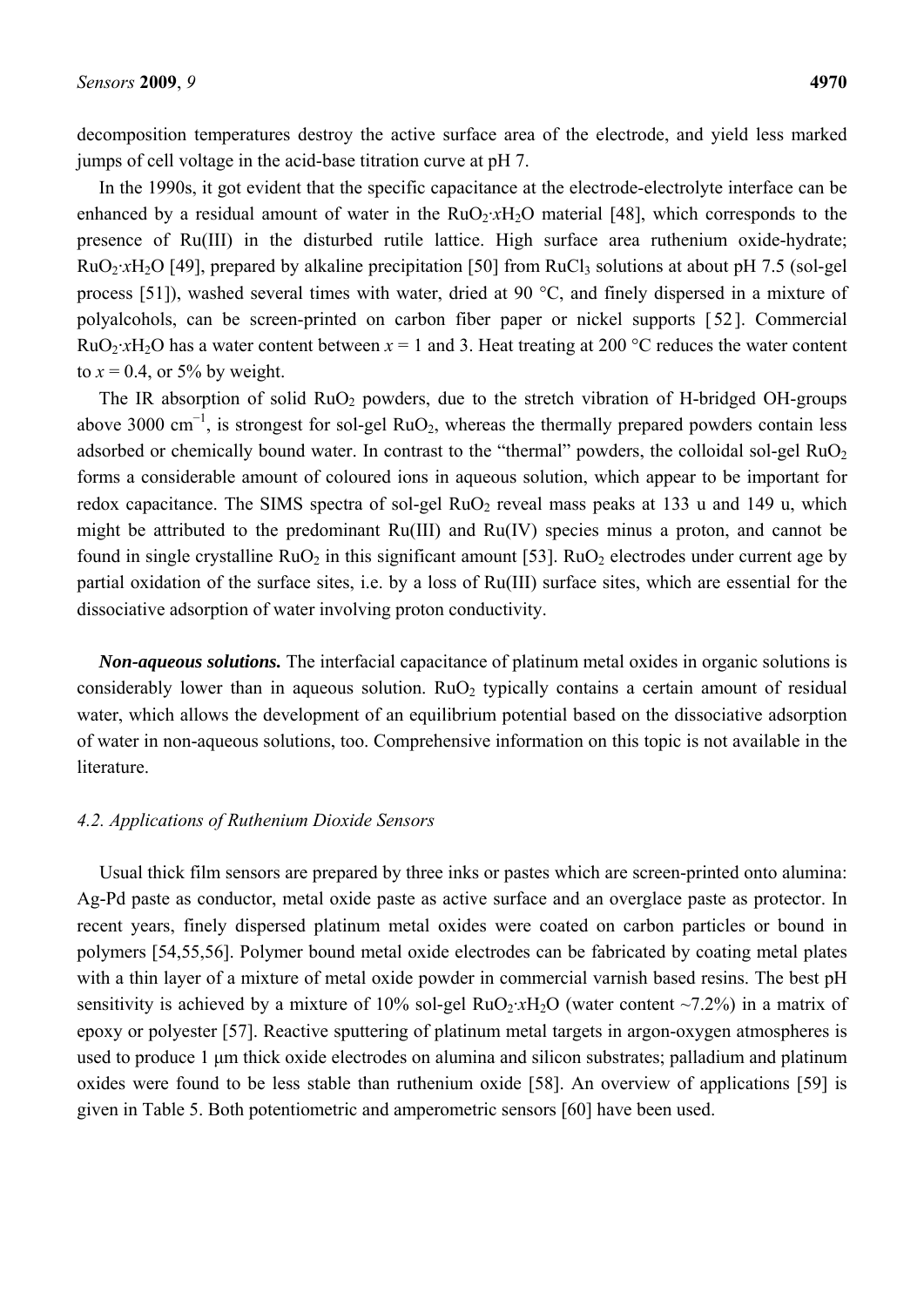decomposition temperatures destroy the active surface area of the electrode, and yield less marked jumps of cell voltage in the acid-base titration curve at pH 7.

In the 1990s, it got evident that the specific capacitance at the electrode-electrolyte interface can be enhanced by a residual amount of water in the $RuO_2{\cdot}xH_2O$ material [48], which corresponds to the presence of Ru(III) in the disturbed rutile lattice. High surface area ruthenium oxide-hydrate; $RuO_2{\cdot}xH_2O$ [49], prepared by alkaline precipitation [50] from $RuCl_3$ solutions at about pH 7.5 (sol-gel process [51]), washed several times with water, dried at 90 °C, and finely dispersed in a mixture of polyalcohols, can be screen-printed on carbon fiber paper or nickel supports [52]. Commercial $RuO_2{\cdot}xH_2O$ has a water content between $x = 1$ and 3. Heat treating at 200 °C reduces the water content to $x = 0.4$, or 5% by weight.

The IR absorption of solid $RuO_2$ powders, due to the stretch vibration of H-bridged OH-groups above 3000 $cm^{-1}$, is strongest for sol-gel $RuO_2$, whereas the thermally prepared powders contain less adsorbed or chemically bound water. In contrast to the "thermal" powders, the colloidal sol-gel $RuO_2$ forms a considerable amount of coloured ions in aqueous solution, which appear to be important for redox capacitance. The SIMS spectra of sol-gel $RuO_2$ reveal mass peaks at 133 u and 149 u, which might be attributed to the predominant Ru(III) and Ru(IV) species minus a proton, and cannot be found in single crystalline $RuO_2$ in this significant amount [53]. $RuO_2$ electrodes under current age by partial oxidation of the surface sites, i.e. by a loss of Ru(III) surface sites, which are essential for the dissociative adsorption of water involving proton conductivity.

***Non-aqueous solutions.*** The interfacial capacitance of platinum metal oxides in organic solutions is considerably lower than in aqueous solution. $RuO_2$ typically contains a certain amount of residual water, which allows the development of an equilibrium potential based on the dissociative adsorption of water in non-aqueous solutions, too. Comprehensive information on this topic is not available in the literature.

### *4.2. Applications of Ruthenium Dioxide Sensors*

Usual thick film sensors are prepared by three inks or pastes which are screen-printed onto alumina: Ag-Pd paste as conductor, metal oxide paste as active surface and an overglace paste as protector. In recent years, finely dispersed platinum metal oxides were coated on carbon particles or bound in polymers [54,55,56]. Polymer bound metal oxide electrodes can be fabricated by coating metal plates with a thin layer of a mixture of metal oxide powder in commercial varnish based resins. The best pH sensitivity is achieved by a mixture of 10% sol-gel $RuO_2{\cdot}xH_2O$ (water content ~7.2%) in a matrix of epoxy or polyester [57]. Reactive sputtering of platinum metal targets in argon-oxygen atmospheres is used to produce 1 μm thick oxide electrodes on alumina and silicon substrates; palladium and platinum oxides were found to be less stable than ruthenium oxide [58]. An overview of applications [59] is given in Table 5. Both potentiometric and amperometric sensors [60] have been used.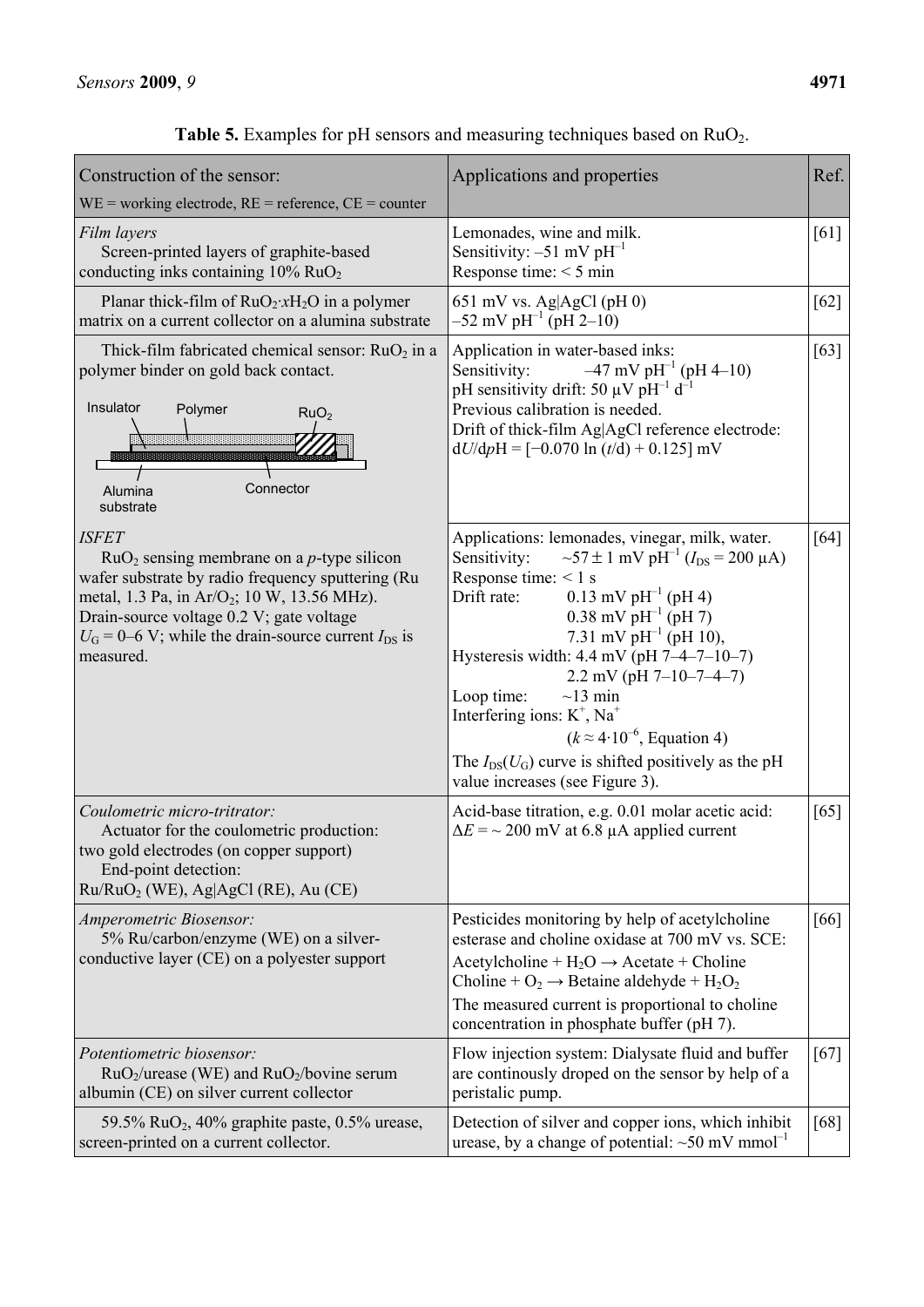**Table 5.** Examples for pH sensors and measuring techniques based on $RuO_2$.

| Construction of the sensor: WE = working electrode, RE = reference, CE = counter | Applications and properties | Ref. |
|---|---|---|
| *Film layers* Screen-printed layers of graphite-based conducting inks containing 10% $RuO_2$ | Lemonades, wine and milk. Sensitivity: –51 mV $pH^{-1}$ Response time: < 5 min | [61] |
| Planar thick-film of $RuO_2 \cdot xH_2O$ in a polymer matrix on a current collector on a alumina substrate | 651 mV vs. Ag\|AgCl (pH 0) –52 mV $pH^{-1}$ (pH 2–10) | [62] |
| Thick-film fabricated chemical sensor: $RuO_2$ in a polymer binder on gold back contact. (Diagram labels: Insulator, Polymer, $RuO_2$, Alumina substrate, Connector) | Application in water-based inks: Sensitivity: –47 mV $pH^{-1}$ (pH 4–10) pH sensitivity drift: 50 µV $pH^{-1}$ $d^{-1}$ Previous calibration is needed. Drift of thick-film Ag\|AgCl reference electrode: $dU/dpH = [-0.070 \ln (t/d) + 0.125]$ mV | [63] |
| *ISFET* $RuO_2$ sensing membrane on a *p*-type silicon wafer substrate by radio frequency sputtering (Ru metal, 1.3 Pa, in $Ar/O_2$; 10 W, 13.56 MHz). Drain-source voltage 0.2 V; gate voltage $U_G$ = 0–6 V; while the drain-source current $I_{DS}$ is measured. | Applications: lemonades, vinegar, milk, water. Sensitivity: ~57 ± 1 mV $pH^{-1}$ ($I_{DS}$ = 200 µA) Response time: < 1 s Drift rate: 0.13 mV $pH^{-1}$ (pH 4) 0.38 mV $pH^{-1}$ (pH 7) 7.31 mV $pH^{-1}$ (pH 10), Hysteresis width: 4.4 mV (pH 7–4–7–10–7) 2.2 mV (pH 7–10–7–4–7) Loop time: ~13 min Interfering ions: $K^+$, $Na^+$ ($k \approx 4 \cdot 10^{-6}$, Equation 4) The $I_{DS}(U_G)$ curve is shifted positively as the pH value increases (see Figure 3). | [64] |
| *Coulometric micro-tritrator:* Actuator for the coulometric production: two gold electrodes (on copper support) End-point detection: $Ru/RuO_2$ (WE), Ag\|AgCl (RE), Au (CE) | Acid-base titration, e.g. 0.01 molar acetic acid: $\Delta E$ = ~ 200 mV at 6.8 µA applied current | [65] |
| *Amperometric Biosensor:* 5% Ru/carbon/enzyme (WE) on a silver-conductive layer (CE) on a polyester support | Pesticides monitoring by help of acetylcholine esterase and choline oxidase at 700 mV vs. SCE: Acetylcholine + $H_2O$ → Acetate + Choline Choline + $O_2$ → Betaine aldehyde + $H_2O_2$ The measured current is proportional to choline concentration in phosphate buffer (pH 7). | [66] |
| *Potentiometric biosensor:* $RuO_2$/urease (WE) and $RuO_2$/bovine serum albumin (CE) on silver current collector | Flow injection system: Dialysate fluid and buffer are continously droped on the sensor by help of a peristalic pump. | [67] |
| 59.5% $RuO_2$, 40% graphite paste, 0.5% urease, screen-printed on a current collector. | Detection of silver and copper ions, which inhibit urease, by a change of potential: ~50 mV $mmol^{-1}$ | [68] |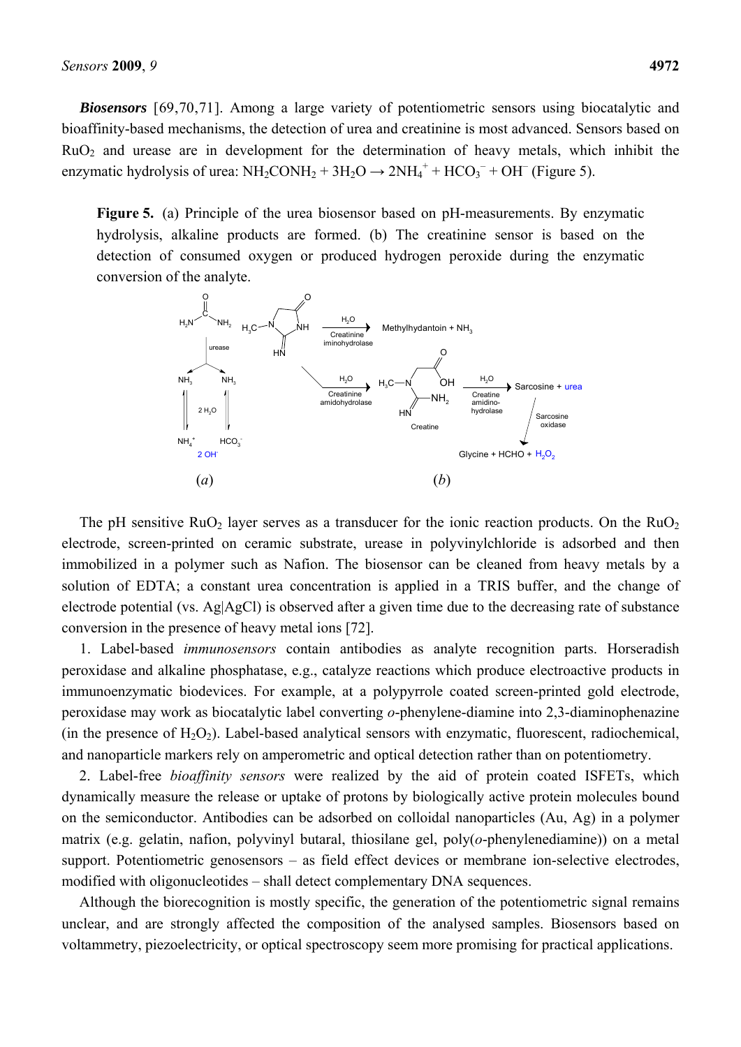***Biosensors*** [69,70,71]. Among a large variety of potentiometric sensors using biocatalytic and bioaffinity-based mechanisms, the detection of urea and creatinine is most advanced. Sensors based on $RuO_2$ and urease are in development for the determination of heavy metals, which inhibit the enzymatic hydrolysis of urea: $NH_2CONH_2 + 3H_2O \rightarrow 2NH_4^+ + HCO_3^- + OH^-$ (Figure 5).

**Figure 5.** (a) Principle of the urea biosensor based on pH-measurements. By enzymatic hydrolysis, alkaline products are formed. (b) The creatinine sensor is based on the detection of consumed oxygen or produced hydrogen peroxide during the enzymatic conversion of the analyte.

The pH sensitive $RuO_2$ layer serves as a transducer for the ionic reaction products. On the $RuO_2$ electrode, screen-printed on ceramic substrate, urease in polyvinylchloride is adsorbed and then immobilized in a polymer such as Nafion. The biosensor can be cleaned from heavy metals by a solution of EDTA; a constant urea concentration is applied in a TRIS buffer, and the change of electrode potential (vs. Ag|AgCl) is observed after a given time due to the decreasing rate of substance conversion in the presence of heavy metal ions [72].

1. Label-based *immunosensors* contain antibodies as analyte recognition parts. Horseradish peroxidase and alkaline phosphatase, e.g., catalyze reactions which produce electroactive products in immunoenzymatic biodevices. For example, at a polypyrrole coated screen-printed gold electrode, peroxidase may work as biocatalytic label converting *o*-phenylene-diamine into 2,3-diaminophenazine (in the presence of $H_2O_2$). Label-based analytical sensors with enzymatic, fluorescent, radiochemical, and nanoparticle markers rely on amperometric and optical detection rather than on potentiometry.

2. Label-free *bioaffinity sensors* were realized by the aid of protein coated ISFETs, which dynamically measure the release or uptake of protons by biologically active protein molecules bound on the semiconductor. Antibodies can be adsorbed on colloidal nanoparticles (Au, Ag) in a polymer matrix (e.g. gelatin, nafion, polyvinyl butaral, thiosilane gel, poly(*o*-phenylenediamine)) on a metal support. Potentiometric genosensors – as field effect devices or membrane ion-selective electrodes, modified with oligonucleotides – shall detect complementary DNA sequences.

Although the biorecognition is mostly specific, the generation of the potentiometric signal remains unclear, and are strongly affected the composition of the analysed samples. Biosensors based on voltammetry, piezoelectricity, or optical spectroscopy seem more promising for practical applications.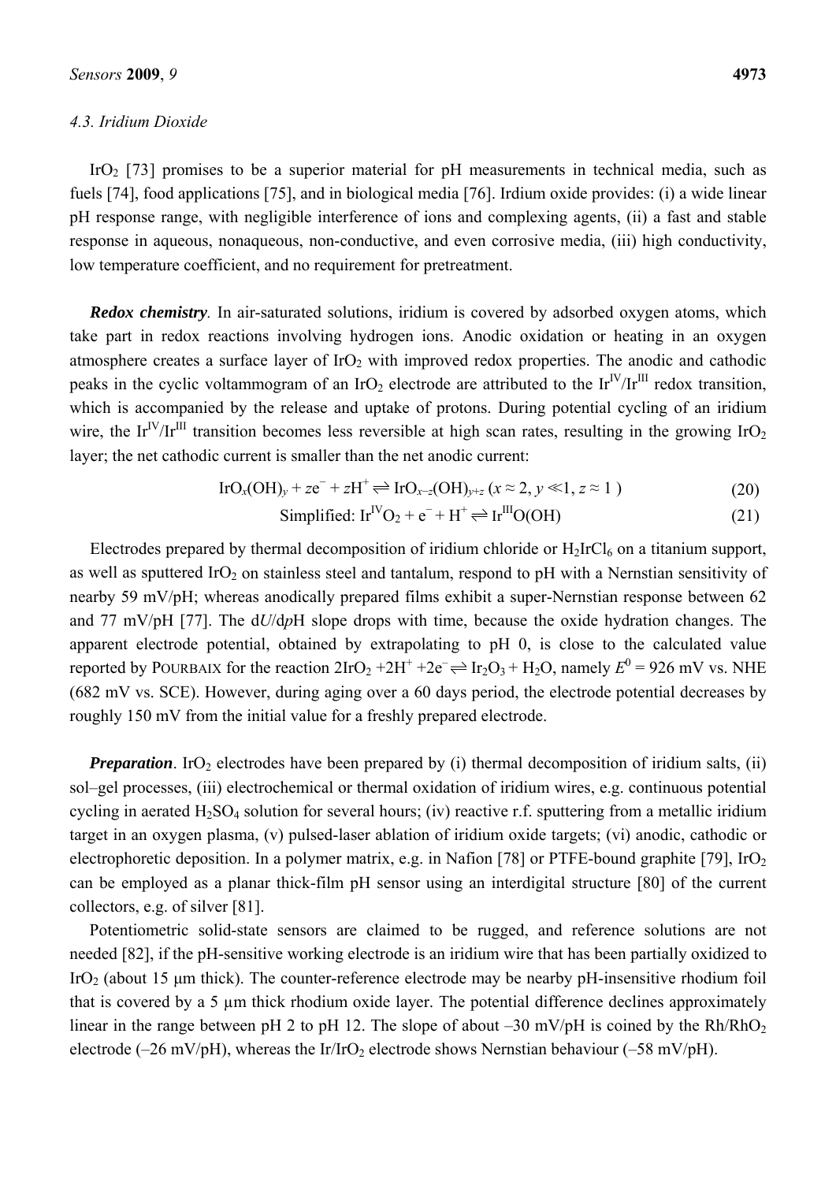### 4.3. Iridium Dioxide

$IrO_2$ [73] promises to be a superior material for pH measurements in technical media, such as fuels [74], food applications [75], and in biological media [76]. Irdium oxide provides: (i) a wide linear pH response range, with negligible interference of ions and complexing agents, (ii) a fast and stable response in aqueous, nonaqueous, non-conductive, and even corrosive media, (iii) high conductivity, low temperature coefficient, and no requirement for pretreatment.

***Redox chemistry***. In air-saturated solutions, iridium is covered by adsorbed oxygen atoms, which take part in redox reactions involving hydrogen ions. Anodic oxidation or heating in an oxygen atmosphere creates a surface layer of $IrO_2$ with improved redox properties. The anodic and cathodic peaks in the cyclic voltammogram of an $IrO_2$ electrode are attributed to the $Ir^{IV}/Ir^{III}$ redox transition, which is accompanied by the release and uptake of protons. During potential cycling of an iridium wire, the $Ir^{IV}/Ir^{III}$ transition becomes less reversible at high scan rates, resulting in the growing $IrO_2$ layer; the net cathodic current is smaller than the net anodic current:

$$IrO_x(OH)_y + ze^- + zH^+ \rightleftharpoons IrO_{x-z}(OH)_{y+z} \ (x \approx 2, y \ll 1, z \approx 1) \tag{20}$$

$$\text{Simplified: } Ir^{IV}O_2 + e^- + H^+ \rightleftharpoons Ir^{III}O(OH) \tag{21}$$

Electrodes prepared by thermal decomposition of iridium chloride or $H_2IrCl_6$ on a titanium support, as well as sputtered $IrO_2$ on stainless steel and tantalum, respond to pH with a Nernstian sensitivity of nearby 59 mV/pH; whereas anodically prepared films exhibit a super-Nernstian response between 62 and 77 mV/pH [77]. The d$U$/d$p$H slope drops with time, because the oxide hydration changes. The apparent electrode potential, obtained by extrapolating to pH 0, is close to the calculated value reported by POURBAIX for the reaction $2IrO_2 + 2H^+ + 2e^- \rightleftharpoons Ir_2O_3 + H_2O$, namely $E^0$ = 926 mV vs. NHE (682 mV vs. SCE). However, during aging over a 60 days period, the electrode potential decreases by roughly 150 mV from the initial value for a freshly prepared electrode.

***Preparation***. $IrO_2$ electrodes have been prepared by (i) thermal decomposition of iridium salts, (ii) sol–gel processes, (iii) electrochemical or thermal oxidation of iridium wires, e.g. continuous potential cycling in aerated $H_2SO_4$ solution for several hours; (iv) reactive r.f. sputtering from a metallic iridium target in an oxygen plasma, (v) pulsed-laser ablation of iridium oxide targets; (vi) anodic, cathodic or electrophoretic deposition. In a polymer matrix, e.g. in Nafion [78] or PTFE-bound graphite [79], $IrO_2$ can be employed as a planar thick-film pH sensor using an interdigital structure [80] of the current collectors, e.g. of silver [81].

Potentiometric solid-state sensors are claimed to be rugged, and reference solutions are not needed [82], if the pH-sensitive working electrode is an iridium wire that has been partially oxidized to $IrO_2$ (about 15 µm thick). The counter-reference electrode may be nearby pH-insensitive rhodium foil that is covered by a 5 µm thick rhodium oxide layer. The potential difference declines approximately linear in the range between pH 2 to pH 12. The slope of about –30 mV/pH is coined by the $Rh/RhO_2$ electrode (–26 mV/pH), whereas the $Ir/IrO_2$ electrode shows Nernstian behaviour (–58 mV/pH).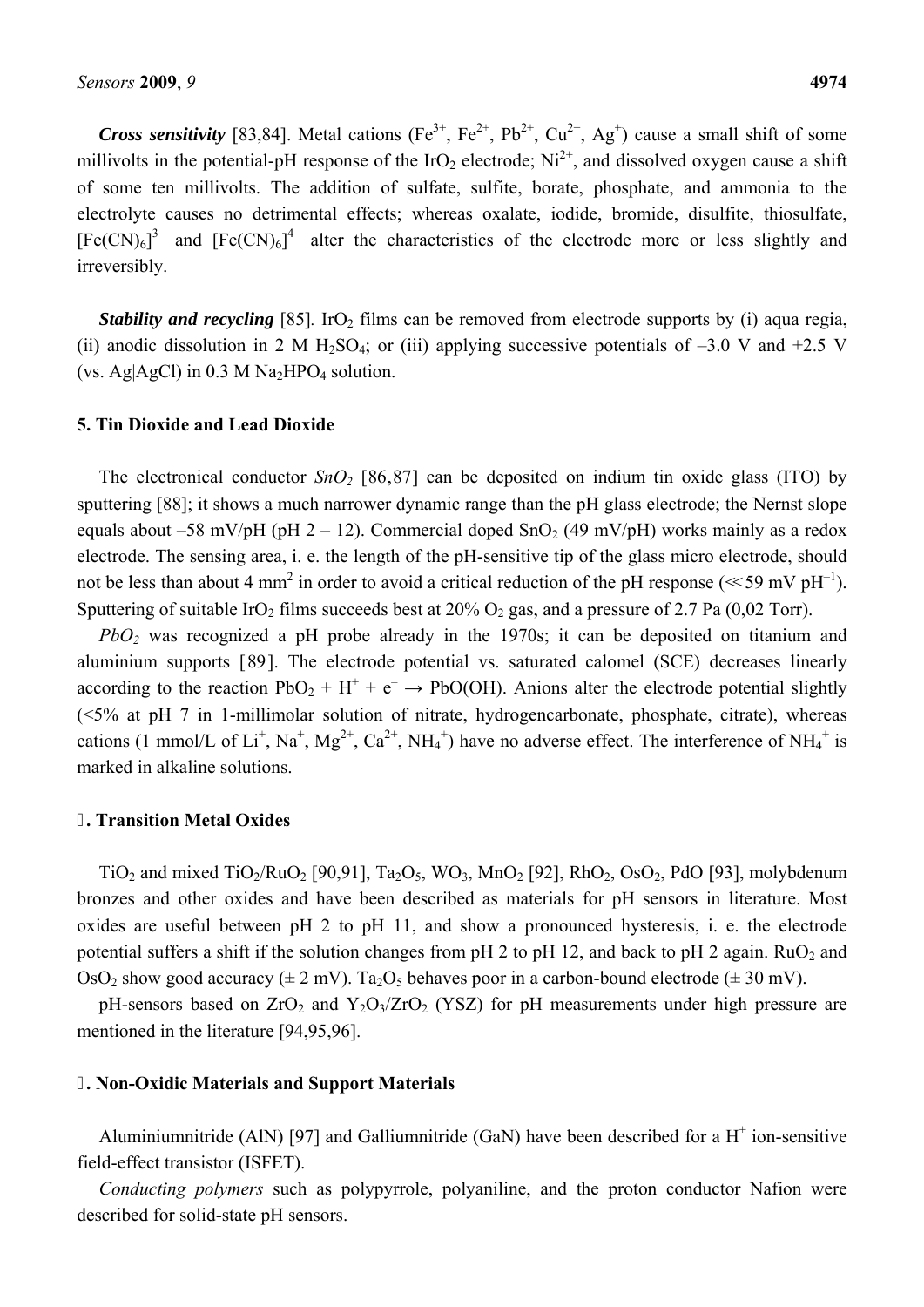***Cross sensitivity*** [83,84]. Metal cations ($Fe^{3+}$, $Fe^{2+}$, $Pb^{2+}$, $Cu^{2+}$, $Ag^{+}$) cause a small shift of some millivolts in the potential-pH response of the $IrO_2$ electrode; $Ni^{2+}$, and dissolved oxygen cause a shift of some ten millivolts. The addition of sulfate, sulfite, borate, phosphate, and ammonia to the electrolyte causes no detrimental effects; whereas oxalate, iodide, bromide, disulfite, thiosulfate, $[Fe(CN)_6]^{3-}$ and $[Fe(CN)_6]^{4-}$ alter the characteristics of the electrode more or less slightly and irreversibly.

***Stability and recycling*** [85]. $IrO_2$ films can be removed from electrode supports by (i) aqua regia, (ii) anodic dissolution in 2 M $H_2SO_4$; or (iii) applying successive potentials of –3.0 V and +2.5 V (vs. Ag|AgCl) in 0.3 M $Na_2HPO_4$ solution.

## 5. Tin Dioxide and Lead Dioxide

The electronical conductor *$SnO_2$* [86,87] can be deposited on indium tin oxide glass (ITO) by sputtering [88]; it shows a much narrower dynamic range than the pH glass electrode; the Nernst slope equals about –58 mV/pH (pH 2 – 12). Commercial doped $SnO_2$ (49 mV/pH) works mainly as a redox electrode. The sensing area, i. e. the length of the pH-sensitive tip of the glass micro electrode, should not be less than about 4 mm$^2$ in order to avoid a critical reduction of the pH response ($\ll$59 mV $pH^{-1}$). Sputtering of suitable $IrO_2$ films succeeds best at 20% $O_2$ gas, and a pressure of 2.7 Pa (0,02 Torr).

*$PbO_2$* was recognized a pH probe already in the 1970s; it can be deposited on titanium and aluminium supports [89]. The electrode potential vs. saturated calomel (SCE) decreases linearly according to the reaction $PbO_2 + H^+ + e^- \rightarrow PbO(OH)$. Anions alter the electrode potential slightly (<5% at pH 7 in 1-millimolar solution of nitrate, hydrogencarbonate, phosphate, citrate), whereas cations (1 mmol/L of $Li^+$, $Na^+$, $Mg^{2+}$, $Ca^{2+}$, $NH_4^+$) have no adverse effect. The interference of $NH_4^+$ is marked in alkaline solutions.

## 6. Transition Metal Oxides

$TiO_2$ and mixed $TiO_2/RuO_2$ [90,91], $Ta_2O_5$, $WO_3$, $MnO_2$ [92], $RhO_2$, $OsO_2$, PdO [93], molybdenum bronzes and other oxides and have been described as materials for pH sensors in literature. Most oxides are useful between pH 2 to pH 11, and show a pronounced hysteresis, i. e. the electrode potential suffers a shift if the solution changes from pH 2 to pH 12, and back to pH 2 again. $RuO_2$ and $OsO_2$ show good accuracy (± 2 mV). $Ta_2O_5$ behaves poor in a carbon-bound electrode (± 30 mV).

pH-sensors based on $ZrO_2$ and $Y_2O_3/ZrO_2$ (YSZ) for pH measurements under high pressure are mentioned in the literature [94,95,96].

## 7. Non-Oxidic Materials and Support Materials

Aluminiumnitride (AlN) [97] and Galliumnitride (GaN) have been described for a $H^+$ ion-sensitive field-effect transistor (ISFET).

*Conducting polymers* such as polypyrrole, polyaniline, and the proton conductor Nafion were described for solid-state pH sensors.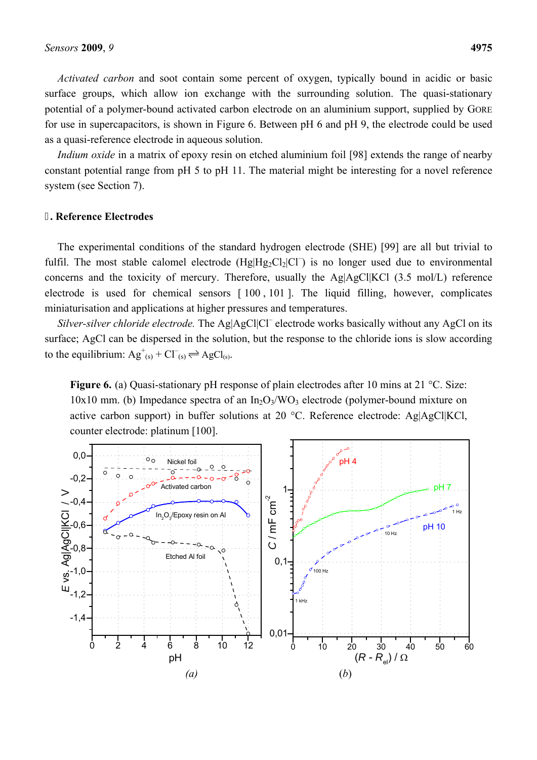*Activated carbon* and soot contain some percent of oxygen, typically bound in acidic or basic surface groups, which allow ion exchange with the surrounding solution. The quasi-stationary potential of a polymer-bound activated carbon electrode on an aluminium support, supplied by GORE for use in supercapacitors, is shown in Figure 6. Between pH 6 and pH 9, the electrode could be used as a quasi-reference electrode in aqueous solution.

*Indium oxide* in a matrix of epoxy resin on etched aluminium foil [98] extends the range of nearby constant potential range from pH 5 to pH 11. The material might be interesting for a novel reference system (see Section 7).

## . Reference Electrodes

The experimental conditions of the standard hydrogen electrode (SHE) [99] are all but trivial to fulfil. The most stable calomel electrode ($Hg|Hg_2Cl_2|Cl^-$) is no longer used due to environmental concerns and the toxicity of mercury. Therefore, usually the Ag|AgCl|KCl (3.5 mol/L) reference electrode is used for chemical sensors [100, 101]. The liquid filling, however, complicates miniaturisation and applications at higher pressures and temperatures.

*Silver-silver chloride electrode.* The $Ag|AgCl|Cl^-$ electrode works basically without any AgCl on its surface; AgCl can be dispersed in the solution, but the response to the chloride ions is slow according to the equilibrium: $Ag^+_{(s)} + Cl^-_{(s)} \rightleftharpoons AgCl_{(s)}$.

**Figure 6.** (a) Quasi-stationary pH response of plain electrodes after 10 mins at 21 °C. Size: 10x10 mm. (b) Impedance spectra of an $In_2O_3/WO_3$ electrode (polymer-bound mixture on active carbon support) in buffer solutions at 20 °C. Reference electrode: Ag|AgCl|KCl, counter electrode: platinum [100].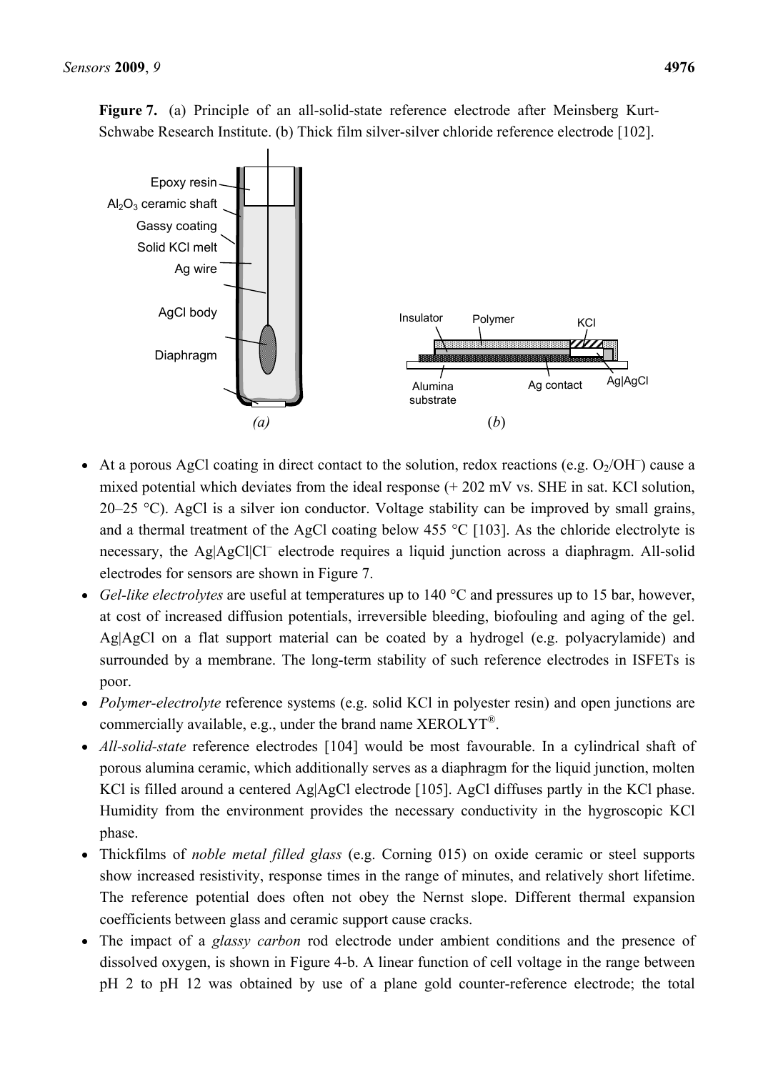**Figure 7.** (a) Principle of an all-solid-state reference electrode after Meinsberg Kurt-Schwabe Research Institute. (b) Thick film silver-silver chloride reference electrode [102].

- At a porous AgCl coating in direct contact to the solution, redox reactions (e.g. $O_2/OH^-$) cause a mixed potential which deviates from the ideal response (+ 202 mV vs. SHE in sat. KCl solution, 20–25 °C). AgCl is a silver ion conductor. Voltage stability can be improved by small grains, and a thermal treatment of the AgCl coating below 455 °C [103]. As the chloride electrolyte is necessary, the $Ag|AgCl|Cl^-$ electrode requires a liquid junction across a diaphragm. All-solid electrodes for sensors are shown in Figure 7.
- *Gel-like electrolytes* are useful at temperatures up to 140 °C and pressures up to 15 bar, however, at cost of increased diffusion potentials, irreversible bleeding, biofouling and aging of the gel. Ag|AgCl on a flat support material can be coated by a hydrogel (e.g. polyacrylamide) and surrounded by a membrane. The long-term stability of such reference electrodes in ISFETs is poor.
- *Polymer-electrolyte* reference systems (e.g. solid KCl in polyester resin) and open junctions are commercially available, e.g., under the brand name XEROLYT®.
- *All-solid-state* reference electrodes [104] would be most favourable. In a cylindrical shaft of porous alumina ceramic, which additionally serves as a diaphragm for the liquid junction, molten KCl is filled around a centered Ag|AgCl electrode [105]. AgCl diffuses partly in the KCl phase. Humidity from the environment provides the necessary conductivity in the hygroscopic KCl phase.
- Thickfilms of *noble metal filled glass* (e.g. Corning 015) on oxide ceramic or steel supports show increased resistivity, response times in the range of minutes, and relatively short lifetime. The reference potential does often not obey the Nernst slope. Different thermal expansion coefficients between glass and ceramic support cause cracks.
- The impact of a *glassy carbon* rod electrode under ambient conditions and the presence of dissolved oxygen, is shown in Figure 4-b. A linear function of cell voltage in the range between pH 2 to pH 12 was obtained by use of a plane gold counter-reference electrode; the total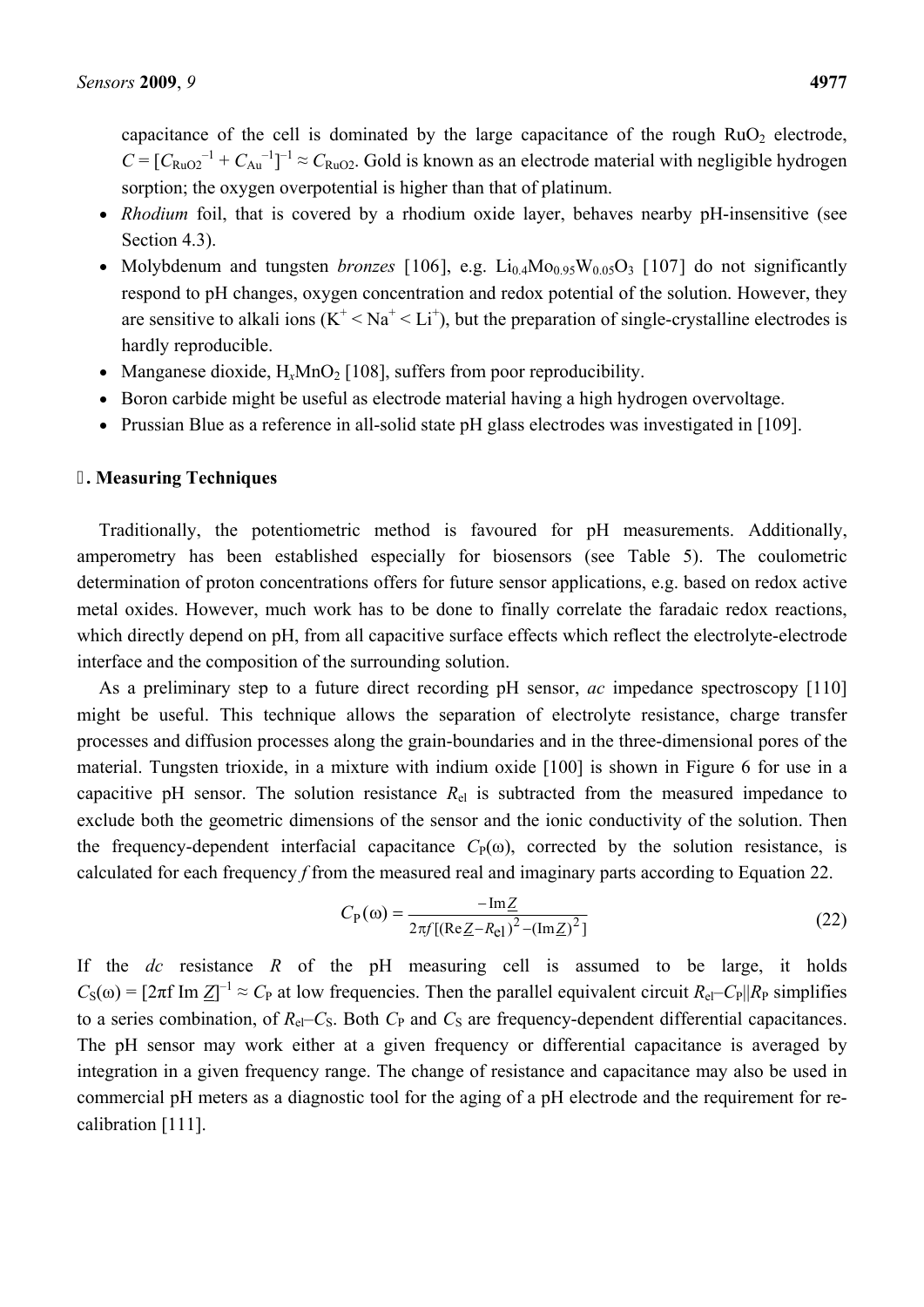capacitance of the cell is dominated by the large capacitance of the rough $RuO_2$ electrode, $C = [C_{RuO2}^{-1} + C_{Au}^{-1}]^{-1} \approx C_{RuO2}$. Gold is known as an electrode material with negligible hydrogen sorption; the oxygen overpotential is higher than that of platinum.

- *Rhodium* foil, that is covered by a rhodium oxide layer, behaves nearby pH-insensitive (see Section 4.3).
- Molybdenum and tungsten *bronzes* [106], e.g. $Li_{0.4}Mo_{0.95}W_{0.05}O_3$ [107] do not significantly respond to pH changes, oxygen concentration and redox potential of the solution. However, they are sensitive to alkali ions ($K^+ < Na^+ < Li^+$), but the preparation of single-crystalline electrodes is hardly reproducible.
- Manganese dioxide, $H_xMnO_2$ [108], suffers from poor reproducibility.
- Boron carbide might be useful as electrode material having a high hydrogen overvoltage.
- Prussian Blue as a reference in all-solid state pH glass electrodes was investigated in [109].

## . Measuring Techniques

Traditionally, the potentiometric method is favoured for pH measurements. Additionally, amperometry has been established especially for biosensors (see Table 5). The coulometric determination of proton concentrations offers for future sensor applications, e.g. based on redox active metal oxides. However, much work has to be done to finally correlate the faradaic redox reactions, which directly depend on pH, from all capacitive surface effects which reflect the electrolyte-electrode interface and the composition of the surrounding solution.

As a preliminary step to a future direct recording pH sensor, *ac* impedance spectroscopy [110] might be useful. This technique allows the separation of electrolyte resistance, charge transfer processes and diffusion processes along the grain-boundaries and in the three-dimensional pores of the material. Tungsten trioxide, in a mixture with indium oxide [100] is shown in Figure 6 for use in a capacitive pH sensor. The solution resistance $R_{el}$ is subtracted from the measured impedance to exclude both the geometric dimensions of the sensor and the ionic conductivity of the solution. Then the frequency-dependent interfacial capacitance $C_P(\omega)$, corrected by the solution resistance, is calculated for each frequency $f$ from the measured real and imaginary parts according to Equation 22.

$$C_P(\omega) = \frac{-\operatorname{Im}\underline{Z}}{2\pi f\,[(\operatorname{Re}\underline{Z} - R_{el})^2 - (\operatorname{Im}\underline{Z})^2]} \tag{22}$$

If the *dc* resistance $R$ of the pH measuring cell is assumed to be large, it holds $C_S(\omega) = [2\pi f \operatorname{Im} \underline{Z}]^{-1} \approx C_P$ at low frequencies. Then the parallel equivalent circuit $R_{el}$–$C_P||R_P$ simplifies to a series combination, of $R_{el}$–$C_S$. Both $C_P$ and $C_S$ are frequency-dependent differential capacitances. The pH sensor may work either at a given frequency or differential capacitance is averaged by integration in a given frequency range. The change of resistance and capacitance may also be used in commercial pH meters as a diagnostic tool for the aging of a pH electrode and the requirement for re-calibration [111].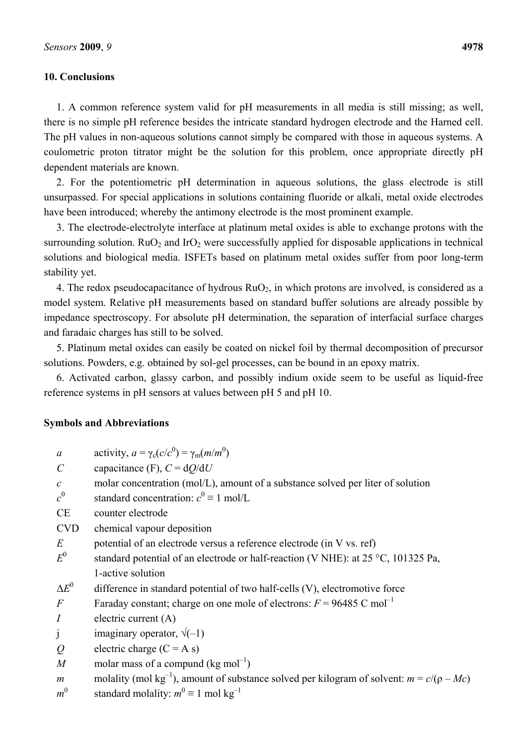## 10. Conclusions

1. A common reference system valid for pH measurements in all media is still missing; as well, there is no simple pH reference besides the intricate standard hydrogen electrode and the Harned cell. The pH values in non-aqueous solutions cannot simply be compared with those in aqueous systems. A coulometric proton titrator might be the solution for this problem, once appropriate directly pH dependent materials are known.

2. For the potentiometric pH determination in aqueous solutions, the glass electrode is still unsurpassed. For special applications in solutions containing fluoride or alkali, metal oxide electrodes have been introduced; whereby the antimony electrode is the most prominent example.

3. The electrode-electrolyte interface at platinum metal oxides is able to exchange protons with the surrounding solution. $RuO_2$ and $IrO_2$ were successfully applied for disposable applications in technical solutions and biological media. ISFETs based on platinum metal oxides suffer from poor long-term stability yet.

4. The redox pseudocapacitance of hydrous $RuO_2$, in which protons are involved, is considered as a model system. Relative pH measurements based on standard buffer solutions are already possible by impedance spectroscopy. For absolute pH determination, the separation of interfacial surface charges and faradaic charges has still to be solved.

5. Platinum metal oxides can easily be coated on nickel foil by thermal decomposition of precursor solutions. Powders, e.g. obtained by sol-gel processes, can be bound in an epoxy matrix.

6. Activated carbon, glassy carbon, and possibly indium oxide seem to be useful as liquid-free reference systems in pH sensors at values between pH 5 and pH 10.

## Symbols and Abbreviations

| | |
|---|---|
| $a$ | activity, $a = \gamma_c(c/c^0) = \gamma_m(m/m^0)$ |
| $C$ | capacitance (F), $C = dQ/dU$ |
| $c$ | molar concentration (mol/L), amount of a substance solved per liter of solution |
| $c^0$ | standard concentration: $c^0 \equiv 1$ mol/L |
| CE | counter electrode |
| CVD | chemical vapour deposition |
| $E$ | potential of an electrode versus a reference electrode (in V vs. ref) |
| $E^0$ | standard potential of an electrode or half-reaction (V NHE): at 25 °C, 101325 Pa, 1-active solution |
| $\Delta E^0$ | difference in standard potential of two half-cells (V), electromotive force |
| $F$ | Faraday constant; charge on one mole of electrons: $F = 96485$ C mol$^{-1}$ |
| $I$ | electric current (A) |
| j | imaginary operator, $\sqrt{(-1)}$ |
| $Q$ | electric charge (C = A s) |
| $M$ | molar mass of a compund (kg mol$^{-1}$) |
| $m$ | molality (mol kg$^{-1}$), amount of substance solved per kilogram of solvent: $m = c/(\rho - Mc)$ |
| $m^0$ | standard molality: $m^0 \equiv 1$ mol kg$^{-1}$ |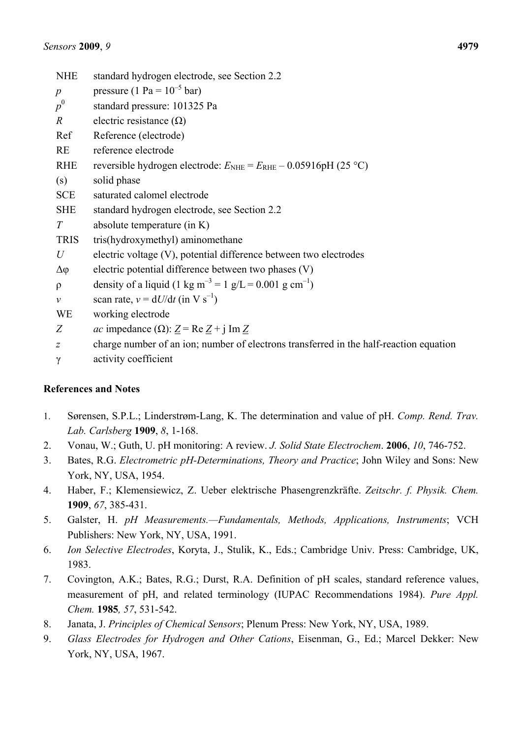| | |
|---|---|
| NHE | standard hydrogen electrode, see Section 2.2 |
| $p$ | pressure (1 Pa = $10^{-5}$ bar) |
| $p^0$ | standard pressure: 101325 Pa |
| $R$ | electric resistance (Ω) |
| Ref | Reference (electrode) |
| RE | reference electrode |
| RHE | reversible hydrogen electrode: $E_{\mathrm{NHE}} = E_{\mathrm{RHE}} - 0.05916\mathrm{pH}$ (25 °C) |
| (s) | solid phase |
| SCE | saturated calomel electrode |
| SHE | standard hydrogen electrode, see Section 2.2 |
| $T$ | absolute temperature (in K) |
| TRIS | tris(hydroxymethyl) aminomethane |
| $U$ | electric voltage (V), potential difference between two electrodes |
| $\Delta\varphi$ | electric potential difference between two phases (V) |
| $\rho$ | density of a liquid (1 kg $\mathrm{m}^{-3}$ = 1 g/L = 0.001 g $\mathrm{cm}^{-1}$) |
| $v$ | scan rate, $v = \mathrm{d}U/\mathrm{d}t$ (in V $\mathrm{s}^{-1}$) |
| WE | working electrode |
| $Z$ | *ac* impedance (Ω): $\underline{Z} = \mathrm{Re}\,\underline{Z} + \mathrm{j}\,\mathrm{Im}\,\underline{Z}$ |
| $z$ | charge number of an ion; number of electrons transferred in the half-reaction equation |
| $\gamma$ | activity coefficient |

## References and Notes

1. Sørensen, S.P.L.; Linderstrøm-Lang, K. The determination and value of pH. *Comp. Rend. Trav. Lab. Carlsberg* **1909**, *8*, 1-168.
2. Vonau, W.; Guth, U. pH monitoring: A review. *J. Solid State Electrochem*. **2006**, *10*, 746-752.
3. Bates, R.G. *Electrometric pH-Determinations, Theory and Practice*; John Wiley and Sons: New York, NY, USA, 1954.
4. Haber, F.; Klemensiewicz, Z. Ueber elektrische Phasengrenzkräfte. *Zeitschr. f. Physik. Chem.* **1909**, *67*, 385-431.
5. Galster, H. *pH Measurements.—Fundamentals, Methods, Applications, Instruments*; VCH Publishers: New York, NY, USA, 1991.
6. *Ion Selective Electrodes*, Koryta, J., Stulik, K., Eds.; Cambridge Univ. Press: Cambridge, UK, 1983.
7. Covington, A.K.; Bates, R.G.; Durst, R.A. Definition of pH scales, standard reference values, measurement of pH, and related terminology (IUPAC Recommendations 1984). *Pure Appl. Chem.* **1985***, 57*, 531-542.
8. Janata, J. *Principles of Chemical Sensors*; Plenum Press: New York, NY, USA, 1989.
9. *Glass Electrodes for Hydrogen and Other Cations*, Eisenman, G., Ed.; Marcel Dekker: New York, NY, USA, 1967.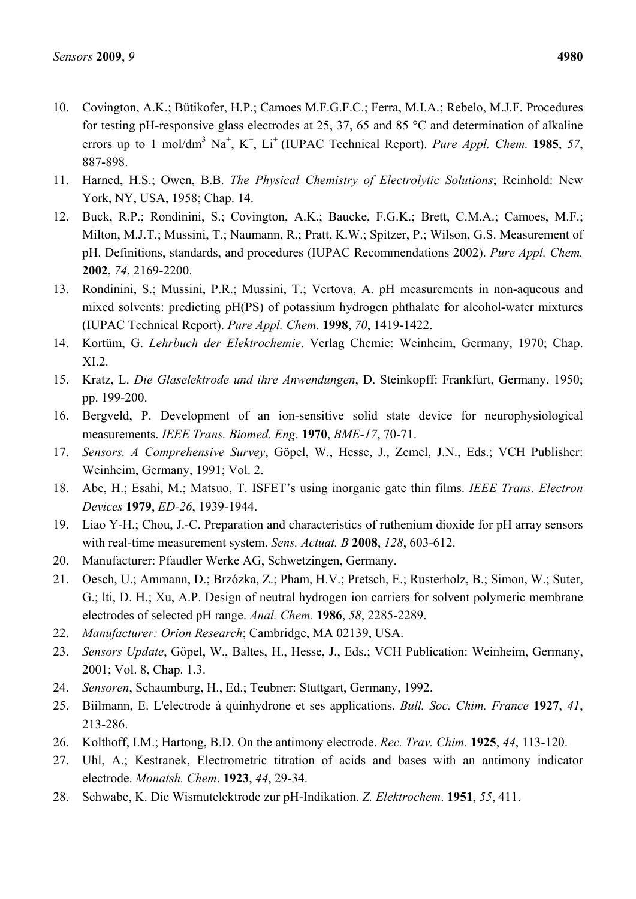10. Covington, A.K.; Bütikofer, H.P.; Camoes M.F.G.F.C.; Ferra, M.I.A.; Rebelo, M.J.F. Procedures for testing pH-responsive glass electrodes at 25, 37, 65 and 85 °C and determination of alkaline errors up to 1 mol/dm$^3$ $Na^+$, $K^+$, $Li^+$ (IUPAC Technical Report). *Pure Appl. Chem.* **1985**, *57*, 887-898.
11. Harned, H.S.; Owen, B.B. *The Physical Chemistry of Electrolytic Solutions*; Reinhold: New York, NY, USA, 1958; Chap. 14.
12. Buck, R.P.; Rondinini, S.; Covington, A.K.; Baucke, F.G.K.; Brett, C.M.A.; Camoes, M.F.; Milton, M.J.T.; Mussini, T.; Naumann, R.; Pratt, K.W.; Spitzer, P.; Wilson, G.S. Measurement of pH. Definitions, standards, and procedures (IUPAC Recommendations 2002). *Pure Appl. Chem.* **2002**, *74*, 2169-2200.
13. Rondinini, S.; Mussini, P.R.; Mussini, T.; Vertova, A. pH measurements in non-aqueous and mixed solvents: predicting pH(PS) of potassium hydrogen phthalate for alcohol-water mixtures (IUPAC Technical Report). *Pure Appl. Chem*. **1998**, *70*, 1419-1422.
14. Kortüm, G. *Lehrbuch der Elektrochemie*. Verlag Chemie: Weinheim, Germany, 1970; Chap. XI.2.
15. Kratz, L. *Die Glaselektrode und ihre Anwendungen*, D. Steinkopff: Frankfurt, Germany, 1950; pp. 199-200.
16. Bergveld, P. Development of an ion-sensitive solid state device for neurophysiological measurements. *IEEE Trans. Biomed. Eng*. **1970**, *BME-17*, 70-71.
17. *Sensors. A Comprehensive Survey*, Göpel, W., Hesse, J., Zemel, J.N., Eds.; VCH Publisher: Weinheim, Germany, 1991; Vol. 2.
18. Abe, H.; Esahi, M.; Matsuo, T. ISFET's using inorganic gate thin films. *IEEE Trans. Electron Devices* **1979**, *ED-26*, 1939-1944.
19. Liao Y-H.; Chou, J.-C. Preparation and characteristics of ruthenium dioxide for pH array sensors with real-time measurement system. *Sens. Actuat. B* **2008**, *128*, 603-612.
20. Manufacturer: Pfaudler Werke AG, Schwetzingen, Germany.
21. Oesch, U.; Ammann, D.; Brzózka, Z.; Pham, H.V.; Pretsch, E.; Rusterholz, B.; Simon, W.; Suter, G.; lti, D. H.; Xu, A.P. Design of neutral hydrogen ion carriers for solvent polymeric membrane electrodes of selected pH range. *Anal. Chem.* **1986**, *58*, 2285-2289.
22. *Manufacturer: Orion Research*; Cambridge, MA 02139, USA.
23. *Sensors Update*, Göpel, W., Baltes, H., Hesse, J., Eds.; VCH Publication: Weinheim, Germany, 2001; Vol. 8, Chap. 1.3.
24. *Sensoren*, Schaumburg, H., Ed.; Teubner: Stuttgart, Germany, 1992.
25. Biilmann, E. L'electrode à quinhydrone et ses applications. *Bull. Soc. Chim. France* **1927**, *41*, 213-286.
26. Kolthoff, I.M.; Hartong, B.D. On the antimony electrode. *Rec. Trav. Chim.* **1925**, *44*, 113-120.
27. Uhl, A.; Kestranek, Electrometric titration of acids and bases with an antimony indicator electrode. *Monatsh. Chem*. **1923**, *44*, 29-34.
28. Schwabe, K. Die Wismutelektrode zur pH-Indikation. *Z. Elektrochem*. **1951**, *55*, 411.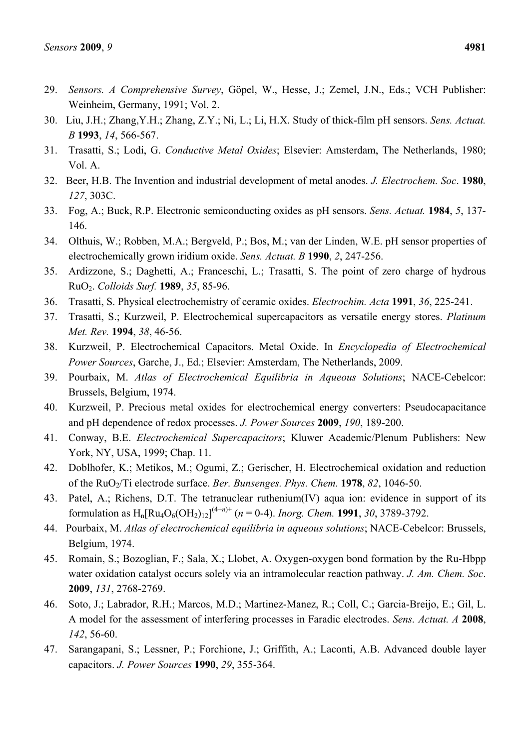29. *Sensors. A Comprehensive Survey*, Göpel, W., Hesse, J.; Zemel, J.N., Eds.; VCH Publisher: Weinheim, Germany, 1991; Vol. 2.
30. Liu, J.H.; Zhang,Y.H.; Zhang, Z.Y.; Ni, L.; Li, H.X. Study of thick-film pH sensors. *Sens. Actuat. B* **1993**, *14*, 566-567.
31. Trasatti, S.; Lodi, G. *Conductive Metal Oxides*; Elsevier: Amsterdam, The Netherlands, 1980; Vol. A.
32. Beer, H.B. The Invention and industrial development of metal anodes. *J. Electrochem. Soc*. **1980**, *127*, 303C.
33. Fog, A.; Buck, R.P. Electronic semiconducting oxides as pH sensors. *Sens. Actuat.* **1984**, *5*, 137-146.
34. Olthuis, W.; Robben, M.A.; Bergveld, P.; Bos, M.; van der Linden, W.E. pH sensor properties of electrochemically grown iridium oxide. *Sens. Actuat. B* **1990**, *2*, 247-256.
35. Ardizzone, S.; Daghetti, A.; Franceschi, L.; Trasatti, S. The point of zero charge of hydrous $RuO_2$. *Colloids Surf.* **1989**, *35*, 85-96.
36. Trasatti, S. Physical electrochemistry of ceramic oxides. *Electrochim. Acta* **1991**, *36*, 225-241.
37. Trasatti, S.; Kurzweil, P. Electrochemical supercapacitors as versatile energy stores. *Platinum Met. Rev.* **1994**, *38*, 46-56.
38. Kurzweil, P. Electrochemical Capacitors. Metal Oxide. In *Encyclopedia of Electrochemical Power Sources*, Garche, J., Ed.; Elsevier: Amsterdam, The Netherlands, 2009.
39. Pourbaix, M. *Atlas of Electrochemical Equilibria in Aqueous Solutions*; NACE-Cebelcor: Brussels, Belgium, 1974.
40. Kurzweil, P. Precious metal oxides for electrochemical energy converters: Pseudocapacitance and pH dependence of redox processes. *J. Power Sources* **2009**, *190*, 189-200.
41. Conway, B.E. *Electrochemical Supercapacitors*; Kluwer Academic/Plenum Publishers: New York, NY, USA, 1999; Chap. 11.
42. Doblhofer, K.; Metikos, M.; Ogumi, Z.; Gerischer, H. Electrochemical oxidation and reduction of the $RuO_2$/Ti electrode surface. *Ber. Bunsenges. Phys. Chem.* **1978**, *82*, 1046-50.
43. Patel, A.; Richens, D.T. The tetranuclear ruthenium(IV) aqua ion: evidence in support of its formulation as $H_n[Ru_4O_6(OH_2)_{12}]^{(4+n)+}$ ($n$ = 0-4). *Inorg. Chem.* **1991**, *30*, 3789-3792.
44. Pourbaix, M. *Atlas of electrochemical equilibria in aqueous solutions*; NACE-Cebelcor: Brussels, Belgium, 1974.
45. Romain, S.; Bozoglian, F.; Sala, X.; Llobet, A. Oxygen-oxygen bond formation by the Ru-Hbpp water oxidation catalyst occurs solely via an intramolecular reaction pathway. *J. Am. Chem. Soc*. **2009**, *131*, 2768-2769.
46. Soto, J.; Labrador, R.H.; Marcos, M.D.; Martinez-Manez, R.; Coll, C.; Garcia-Breijo, E.; Gil, L. A model for the assessment of interfering processes in Faradic electrodes. *Sens. Actuat. A* **2008**, *142*, 56-60.
47. Sarangapani, S.; Lessner, P.; Forchione, J.; Griffith, A.; Laconti, A.B. Advanced double layer capacitors. *J. Power Sources* **1990**, *29*, 355-364.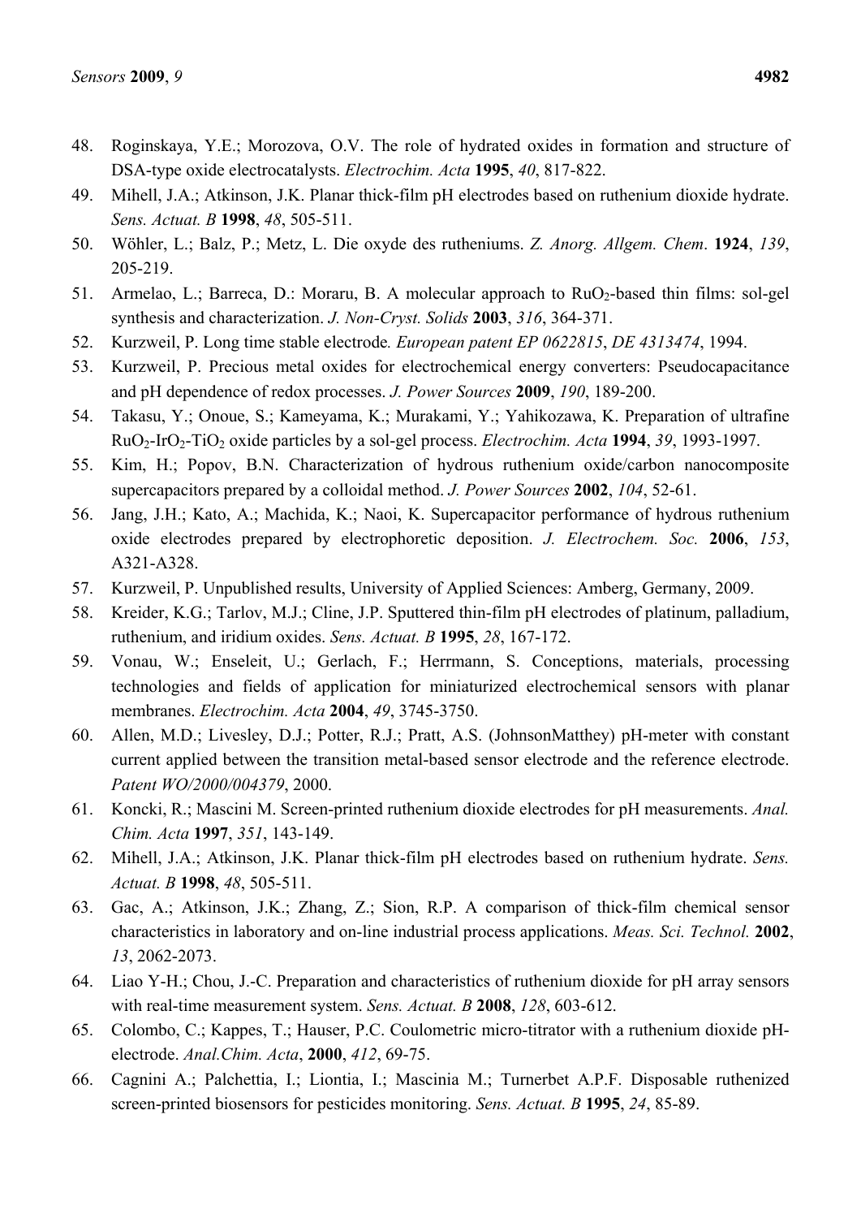48. Roginskaya, Y.E.; Morozova, O.V. The role of hydrated oxides in formation and structure of DSA-type oxide electrocatalysts. *Electrochim. Acta* **1995**, *40*, 817-822.
49. Mihell, J.A.; Atkinson, J.K. Planar thick-film pH electrodes based on ruthenium dioxide hydrate. *Sens. Actuat. B* **1998**, *48*, 505-511.
50. Wöhler, L.; Balz, P.; Metz, L. Die oxyde des rutheniums. *Z. Anorg. Allgem. Chem*. **1924**, *139*, 205-219.
51. Armelao, L.; Barreca, D.: Moraru, B. A molecular approach to $RuO_2$-based thin films: sol-gel synthesis and characterization. *J. Non-Cryst. Solids* **2003**, *316*, 364-371.
52. Kurzweil, P. Long time stable electrode*. European patent EP 0622815*, *DE 4313474*, 1994.
53. Kurzweil, P. Precious metal oxides for electrochemical energy converters: Pseudocapacitance and pH dependence of redox processes. *J. Power Sources* **2009**, *190*, 189-200.
54. Takasu, Y.; Onoue, S.; Kameyama, K.; Murakami, Y.; Yahikozawa, K. Preparation of ultrafine $RuO_2$-$IrO_2$-$TiO_2$ oxide particles by a sol-gel process. *Electrochim. Acta* **1994**, *39*, 1993-1997.
55. Kim, H.; Popov, B.N. Characterization of hydrous ruthenium oxide/carbon nanocomposite supercapacitors prepared by a colloidal method. *J. Power Sources* **2002**, *104*, 52-61.
56. Jang, J.H.; Kato, A.; Machida, K.; Naoi, K. Supercapacitor performance of hydrous ruthenium oxide electrodes prepared by electrophoretic deposition. *J. Electrochem. Soc.* **2006**, *153*, A321-A328.
57. Kurzweil, P. Unpublished results, University of Applied Sciences: Amberg, Germany, 2009.
58. Kreider, K.G.; Tarlov, M.J.; Cline, J.P. Sputtered thin-film pH electrodes of platinum, palladium, ruthenium, and iridium oxides. *Sens. Actuat. B* **1995**, *28*, 167-172.
59. Vonau, W.; Enseleit, U.; Gerlach, F.; Herrmann, S. Conceptions, materials, processing technologies and fields of application for miniaturized electrochemical sensors with planar membranes. *Electrochim. Acta* **2004**, *49*, 3745-3750.
60. Allen, M.D.; Livesley, D.J.; Potter, R.J.; Pratt, A.S. (JohnsonMatthey) pH-meter with constant current applied between the transition metal-based sensor electrode and the reference electrode. *Patent WO/2000/004379*, 2000.
61. Koncki, R.; Mascini M. Screen-printed ruthenium dioxide electrodes for pH measurements. *Anal. Chim. Acta* **1997**, *351*, 143-149.
62. Mihell, J.A.; Atkinson, J.K. Planar thick-film pH electrodes based on ruthenium hydrate. *Sens. Actuat. B* **1998**, *48*, 505-511.
63. Gac, A.; Atkinson, J.K.; Zhang, Z.; Sion, R.P. A comparison of thick-film chemical sensor characteristics in laboratory and on-line industrial process applications. *Meas. Sci. Technol.* **2002**, *13*, 2062-2073.
64. Liao Y-H.; Chou, J.-C. Preparation and characteristics of ruthenium dioxide for pH array sensors with real-time measurement system. *Sens. Actuat. B* **2008**, *128*, 603-612.
65. Colombo, C.; Kappes, T.; Hauser, P.C. Coulometric micro-titrator with a ruthenium dioxide pH-electrode. *Anal.Chim. Acta*, **2000**, *412*, 69-75.
66. Cagnini A.; Palchettia, I.; Liontia, I.; Mascinia M.; Turnerbet A.P.F. Disposable ruthenized screen-printed biosensors for pesticides monitoring. *Sens. Actuat. B* **1995**, *24*, 85-89.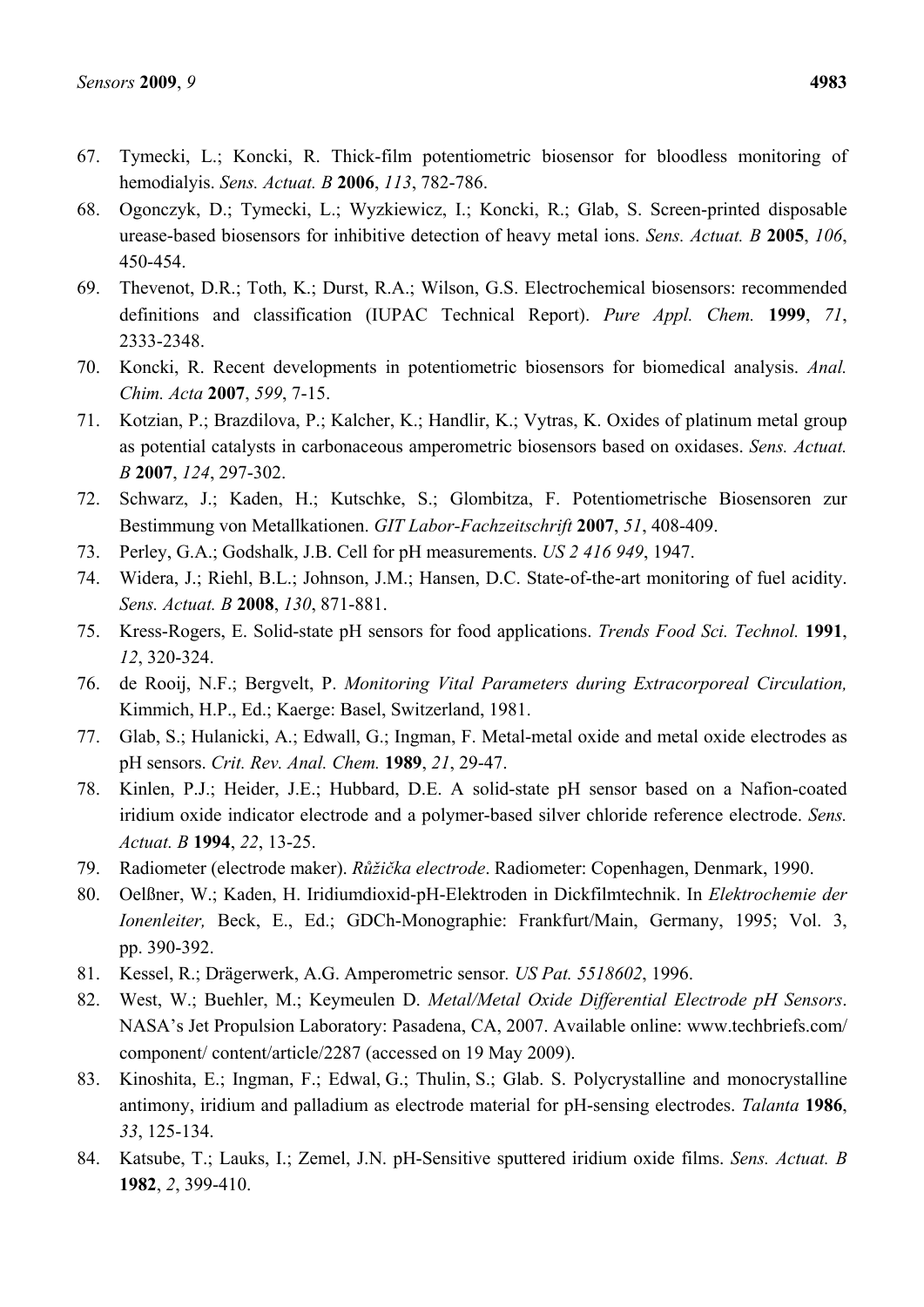67. Tymecki, L.; Koncki, R. Thick-film potentiometric biosensor for bloodless monitoring of hemodialyis. *Sens. Actuat. B* **2006**, *113*, 782-786.
68. Ogonczyk, D.; Tymecki, L.; Wyzkiewicz, I.; Koncki, R.; Glab, S. Screen-printed disposable urease-based biosensors for inhibitive detection of heavy metal ions. *Sens. Actuat. B* **2005**, *106*, 450-454.
69. Thevenot, D.R.; Toth, K.; Durst, R.A.; Wilson, G.S. Electrochemical biosensors: recommended definitions and classification (IUPAC Technical Report). *Pure Appl. Chem.* **1999**, *71*, 2333-2348.
70. Koncki, R. Recent developments in potentiometric biosensors for biomedical analysis. *Anal. Chim. Acta* **2007**, *599*, 7-15.
71. Kotzian, P.; Brazdilova, P.; Kalcher, K.; Handlir, K.; Vytras, K. Oxides of platinum metal group as potential catalysts in carbonaceous amperometric biosensors based on oxidases. *Sens. Actuat. B* **2007**, *124*, 297-302.
72. Schwarz, J.; Kaden, H.; Kutschke, S.; Glombitza, F. Potentiometrische Biosensoren zur Bestimmung von Metallkationen. *GIT Labor-Fachzeitschrift* **2007**, *51*, 408-409.
73. Perley, G.A.; Godshalk, J.B. Cell for pH measurements. *US 2 416 949*, 1947.
74. Widera, J.; Riehl, B.L.; Johnson, J.M.; Hansen, D.C. State-of-the-art monitoring of fuel acidity. *Sens. Actuat. B* **2008**, *130*, 871-881.
75. Kress-Rogers, E. Solid-state pH sensors for food applications. *Trends Food Sci. Technol.* **1991**, *12*, 320-324.
76. de Rooij, N.F.; Bergvelt, P. *Monitoring Vital Parameters during Extracorporeal Circulation,* Kimmich, H.P., Ed.; Kaerge: Basel, Switzerland, 1981.
77. Glab, S.; Hulanicki, A.; Edwall, G.; Ingman, F. Metal-metal oxide and metal oxide electrodes as pH sensors. *Crit. Rev. Anal. Chem.* **1989**, *21*, 29-47.
78. Kinlen, P.J.; Heider, J.E.; Hubbard, D.E. A solid-state pH sensor based on a Nafion-coated iridium oxide indicator electrode and a polymer-based silver chloride reference electrode. *Sens. Actuat. B* **1994**, *22*, 13-25.
79. Radiometer (electrode maker). *Růžička electrode*. Radiometer: Copenhagen, Denmark, 1990.
80. Oelßner, W.; Kaden, H. Iridiumdioxid-pH-Elektroden in Dickfilmtechnik. In *Elektrochemie der Ionenleiter,* Beck, E., Ed.; GDCh-Monographie: Frankfurt/Main, Germany, 1995; Vol. 3, pp. 390-392.
81. Kessel, R.; Drägerwerk, A.G. Amperometric sensor. *US Pat. 5518602*, 1996.
82. West, W.; Buehler, M.; Keymeulen D. *Metal/Metal Oxide Differential Electrode pH Sensors*. NASA's Jet Propulsion Laboratory: Pasadena, CA, 2007. Available online: www.techbriefs.com/component/ content/article/2287 (accessed on 19 May 2009).
83. Kinoshita, E.; Ingman, F.; Edwal, G.; Thulin, S.; Glab. S. Polycrystalline and monocrystalline antimony, iridium and palladium as electrode material for pH-sensing electrodes. *Talanta* **1986**, *33*, 125-134.
84. Katsube, T.; Lauks, I.; Zemel, J.N. pH-Sensitive sputtered iridium oxide films. *Sens. Actuat. B* **1982**, *2*, 399-410.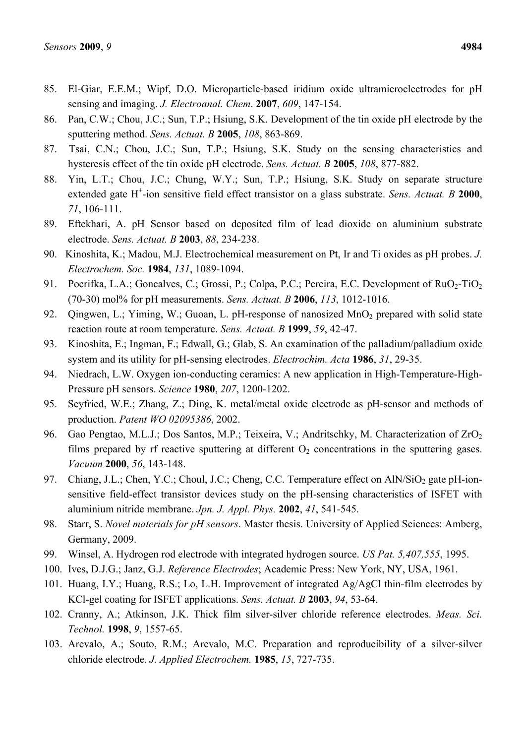85. El-Giar, E.E.M.; Wipf, D.O. Microparticle-based iridium oxide ultramicroelectrodes for pH sensing and imaging. *J. Electroanal. Chem*. **2007**, *609*, 147-154.
86. Pan, C.W.; Chou, J.C.; Sun, T.P.; Hsiung, S.K. Development of the tin oxide pH electrode by the sputtering method. *Sens. Actuat. B* **2005**, *108*, 863-869.
87. Tsai, C.N.; Chou, J.C.; Sun, T.P.; Hsiung, S.K. Study on the sensing characteristics and hysteresis effect of the tin oxide pH electrode. *Sens. Actuat. B* **2005**, *108*, 877-882.
88. Yin, L.T.; Chou, J.C.; Chung, W.Y.; Sun, T.P.; Hsiung, S.K. Study on separate structure extended gate $H^+$-ion sensitive field effect transistor on a glass substrate. *Sens. Actuat. B* **2000**, *71*, 106-111.
89. Eftekhari, A. pH Sensor based on deposited film of lead dioxide on aluminium substrate electrode. *Sens. Actuat. B* **2003**, *88*, 234-238.
90. Kinoshita, K.; Madou, M.J. Electrochemical measurement on Pt, Ir and Ti oxides as pH probes. *J. Electrochem. Soc.* **1984**, *131*, 1089-1094.
91. Pocrifka, L.A.; Goncalves, C.; Grossi, P.; Colpa, P.C.; Pereira, E.C. Development of $RuO_2$-$TiO_2$ (70-30) mol% for pH measurements. *Sens. Actuat. B* **2006**, *113*, 1012-1016.
92. Qingwen, L.; Yiming, W.; Guoan, L. pH-response of nanosized $MnO_2$ prepared with solid state reaction route at room temperature. *Sens. Actuat. B* **1999**, *59*, 42-47.
93. Kinoshita, E.; Ingman, F.; Edwall, G.; Glab, S. An examination of the palladium/palladium oxide system and its utility for pH-sensing electrodes. *Electrochim. Acta* **1986**, *31*, 29-35.
94. Niedrach, L.W. Oxygen ion-conducting ceramics: A new application in High-Temperature-High-Pressure pH sensors. *Science* **1980**, *207*, 1200-1202.
95. Seyfried, W.E.; Zhang, Z.; Ding, K. metal/metal oxide electrode as pH-sensor and methods of production. *Patent WO 02095386*, 2002.
96. Gao Pengtao, M.L.J.; Dos Santos, M.P.; Teixeira, V.; Andritschky, M. Characterization of $ZrO_2$ films prepared by rf reactive sputtering at different $O_2$ concentrations in the sputtering gases. *Vacuum* **2000**, *56*, 143-148.
97. Chiang, J.L.; Chen, Y.C.; Choul, J.C.; Cheng, C.C. Temperature effect on $AlN/SiO_2$ gate pH-ion-sensitive field-effect transistor devices study on the pH-sensing characteristics of ISFET with aluminium nitride membrane. *Jpn. J. Appl. Phys.* **2002**, *41*, 541-545.
98. Starr, S. *Novel materials for pH sensors*. Master thesis. University of Applied Sciences: Amberg, Germany, 2009.
99. Winsel, A. Hydrogen rod electrode with integrated hydrogen source. *US Pat. 5,407,555*, 1995.
100. Ives, D.J.G.; Janz, G.J. *Reference Electrodes*; Academic Press: New York, NY, USA, 1961.
101. Huang, I.Y.; Huang, R.S.; Lo, L.H. Improvement of integrated Ag/AgCl thin-film electrodes by KCl-gel coating for ISFET applications. *Sens. Actuat. B* **2003**, *94*, 53-64.
102. Cranny, A.; Atkinson, J.K. Thick film silver-silver chloride reference electrodes. *Meas. Sci. Technol.* **1998**, *9*, 1557-65.
103. Arevalo, A.; Souto, R.M.; Arevalo, M.C. Preparation and reproducibility of a silver-silver chloride electrode. *J. Applied Electrochem.* **1985**, *15*, 727-735.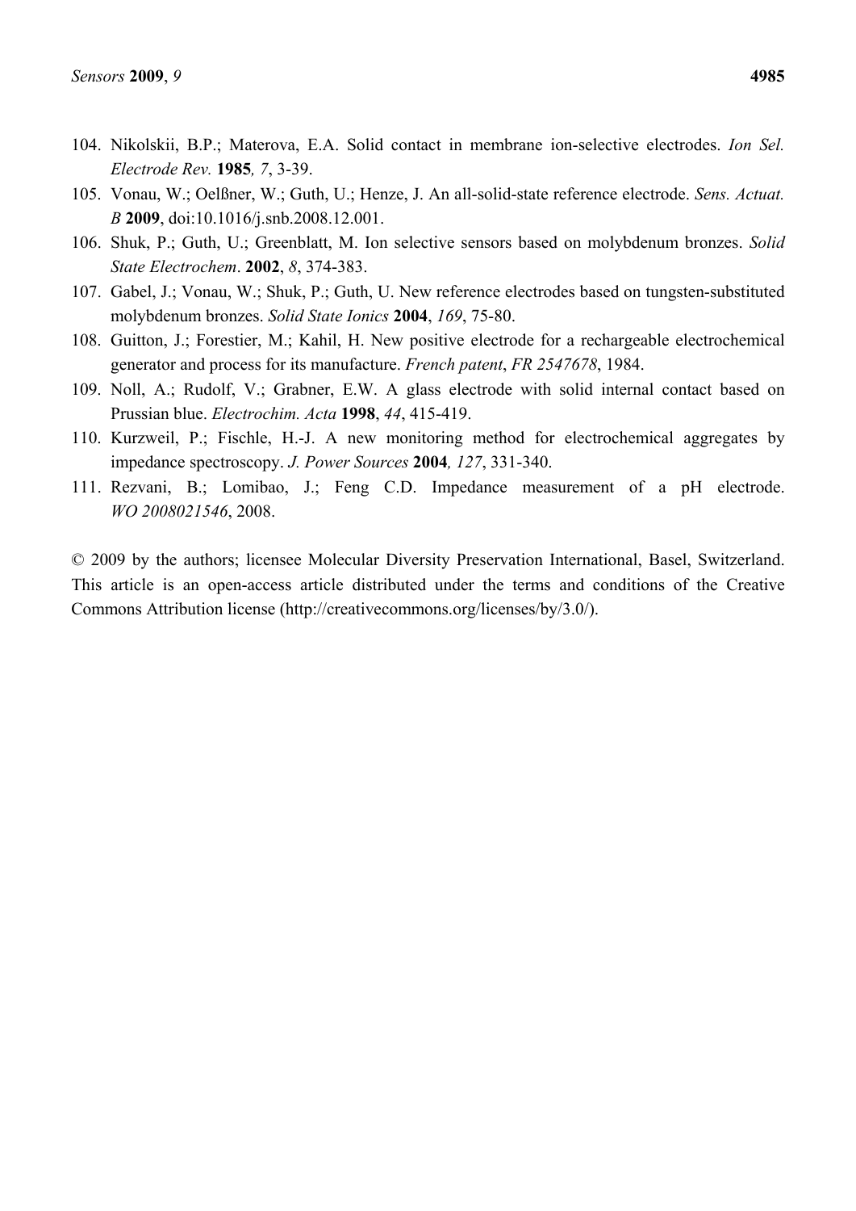104. Nikolskii, B.P.; Materova, E.A. Solid contact in membrane ion-selective electrodes. *Ion Sel. Electrode Rev.* **1985***, 7*, 3-39.
105. Vonau, W.; Oelßner, W.; Guth, U.; Henze, J. An all-solid-state reference electrode. *Sens. Actuat. B* **2009**, doi:10.1016/j.snb.2008.12.001.
106. Shuk, P.; Guth, U.; Greenblatt, M. Ion selective sensors based on molybdenum bronzes. *Solid State Electrochem*. **2002**, *8*, 374-383.
107. Gabel, J.; Vonau, W.; Shuk, P.; Guth, U. New reference electrodes based on tungsten-substituted molybdenum bronzes. *Solid State Ionics* **2004**, *169*, 75-80.
108. Guitton, J.; Forestier, M.; Kahil, H. New positive electrode for a rechargeable electrochemical generator and process for its manufacture. *French patent*, *FR 2547678*, 1984.
109. Noll, A.; Rudolf, V.; Grabner, E.W. A glass electrode with solid internal contact based on Prussian blue. *Electrochim. Acta* **1998**, *44*, 415-419.
110. Kurzweil, P.; Fischle, H.-J. A new monitoring method for electrochemical aggregates by impedance spectroscopy. *J. Power Sources* **2004***, 127*, 331-340.
111. Rezvani, B.; Lomibao, J.; Feng C.D. Impedance measurement of a pH electrode. *WO 2008021546*, 2008.

© 2009 by the authors; licensee Molecular Diversity Preservation International, Basel, Switzerland. This article is an open-access article distributed under the terms and conditions of the Creative Commons Attribution license (http://creativecommons.org/licenses/by/3.0/).